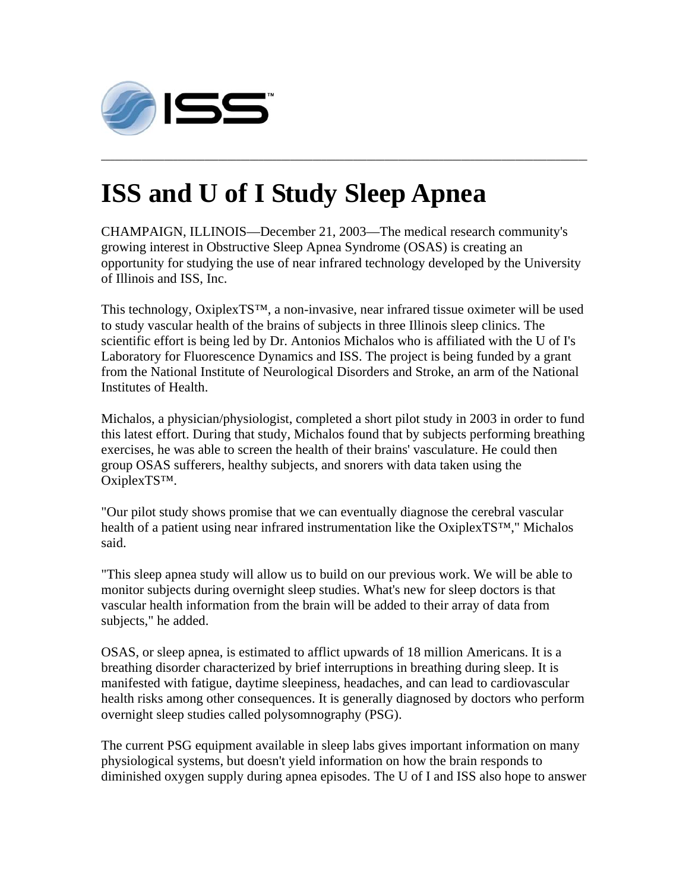# ISS and U of I Study Sleep Apnea

CHAMPAIGN, ILLINOIS—December 21, 2003—The medical research community's growing interest in Obstructive Sleep Apnea Syndrome (OSAS) is creating an opportunity for studying the use of near infrared technology developed by the University of Illinois and ISS, Inc.

This technology, OxiplexTS™, a non-invasive, near infrared tissue oximeter will be used to study vascular health of the brains of subjects in three Illinois sleep clinics. The scientific effort is being led by Dr. Antonios Michalos who is affiliated with the U of I's Laboratory for Fluorescence Dynamics and ISS. The project is being funded by a grant from the National Institute of Neurological Disorders and Stroke, an arm of the National Institutes of Health.

Michalos, a physician/physiologist, completed a short pilot study in 2003 in order to fund this latest effort. During that study, Michalos found that by subjects performing breathing exercises, he was able to screen the health of their brains' vasculature. He could then group OSAS sufferers, healthy subjects, and snorers with data taken using the OxiplexTS™.

"Our pilot study shows promise that we can eventually diagnose the cerebral vascular health of a patient using near infrared instrumentation like the OxiplexTS™," Michalos said.

"This sleep apnea study will allow us to build on our previous work. We will be able to monitor subjects during overnight sleep studies. What's new for sleep doctors is that vascular health information from the brain will be added to their array of data from subjects," he added.

OSAS, or sleep apnea, is estimated to afflict upwards of 18 million Americans. It is a breathing disorder characterized by brief interruptions in breathing during sleep. It is manifested with fatigue, daytime sleepiness, headaches, and can lead to cardiovascular health risks among other consequences. It is generally diagnosed by doctors who perform overnight sleep studies called polysomnography (PSG).

The current PSG equipment available in sleep labs gives important information on many physiological systems, but doesn't yield information on how the brain responds to diminished oxygen supply during apnea episodes. The U of I and ISS also hope to answer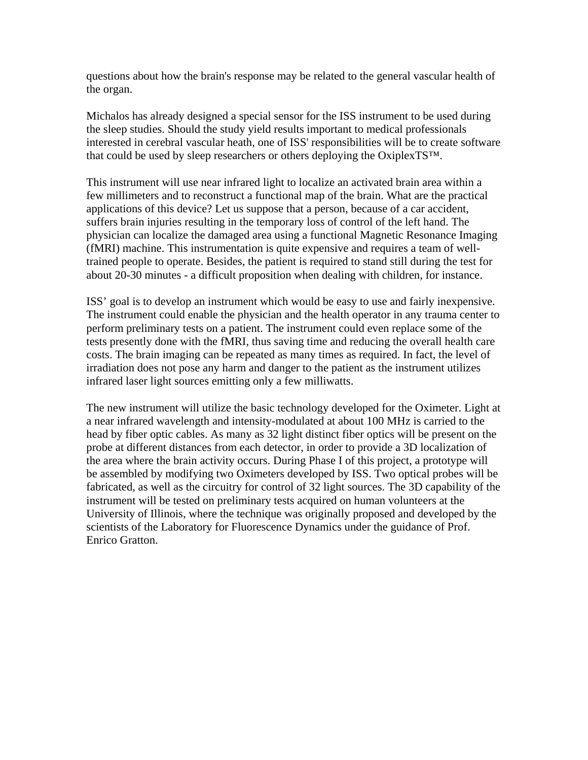questions about how the brain's response may be related to the general vascular health of the organ.

Michalos has already designed a special sensor for the ISS instrument to be used during the sleep studies. Should the study yield results important to medical professionals interested in cerebral vascular heath, one of ISS' responsibilities will be to create software that could be used by sleep researchers or others deploying the OxiplexTS™.

This instrument will use near infrared light to localize an activated brain area within a few millimeters and to reconstruct a functional map of the brain. What are the practical applications of this device? Let us suppose that a person, because of a car accident, suffers brain injuries resulting in the temporary loss of control of the left hand. The physician can localize the damaged area using a functional Magnetic Resonance Imaging (fMRI) machine. This instrumentation is quite expensive and requires a team of well-trained people to operate. Besides, the patient is required to stand still during the test for about 20-30 minutes - a difficult proposition when dealing with children, for instance.

ISS' goal is to develop an instrument which would be easy to use and fairly inexpensive. The instrument could enable the physician and the health operator in any trauma center to perform preliminary tests on a patient. The instrument could even replace some of the tests presently done with the fMRI, thus saving time and reducing the overall health care costs. The brain imaging can be repeated as many times as required. In fact, the level of irradiation does not pose any harm and danger to the patient as the instrument utilizes infrared laser light sources emitting only a few milliwatts.

The new instrument will utilize the basic technology developed for the Oximeter. Light at a near infrared wavelength and intensity-modulated at about 100 MHz is carried to the head by fiber optic cables. As many as 32 light distinct fiber optics will be present on the probe at different distances from each detector, in order to provide a 3D localization of the area where the brain activity occurs. During Phase I of this project, a prototype will be assembled by modifying two Oximeters developed by ISS. Two optical probes will be fabricated, as well as the circuitry for control of 32 light sources. The 3D capability of the instrument will be tested on preliminary tests acquired on human volunteers at the University of Illinois, where the technique was originally proposed and developed by the scientists of the Laboratory for Fluorescence Dynamics under the guidance of Prof. Enrico Gratton.